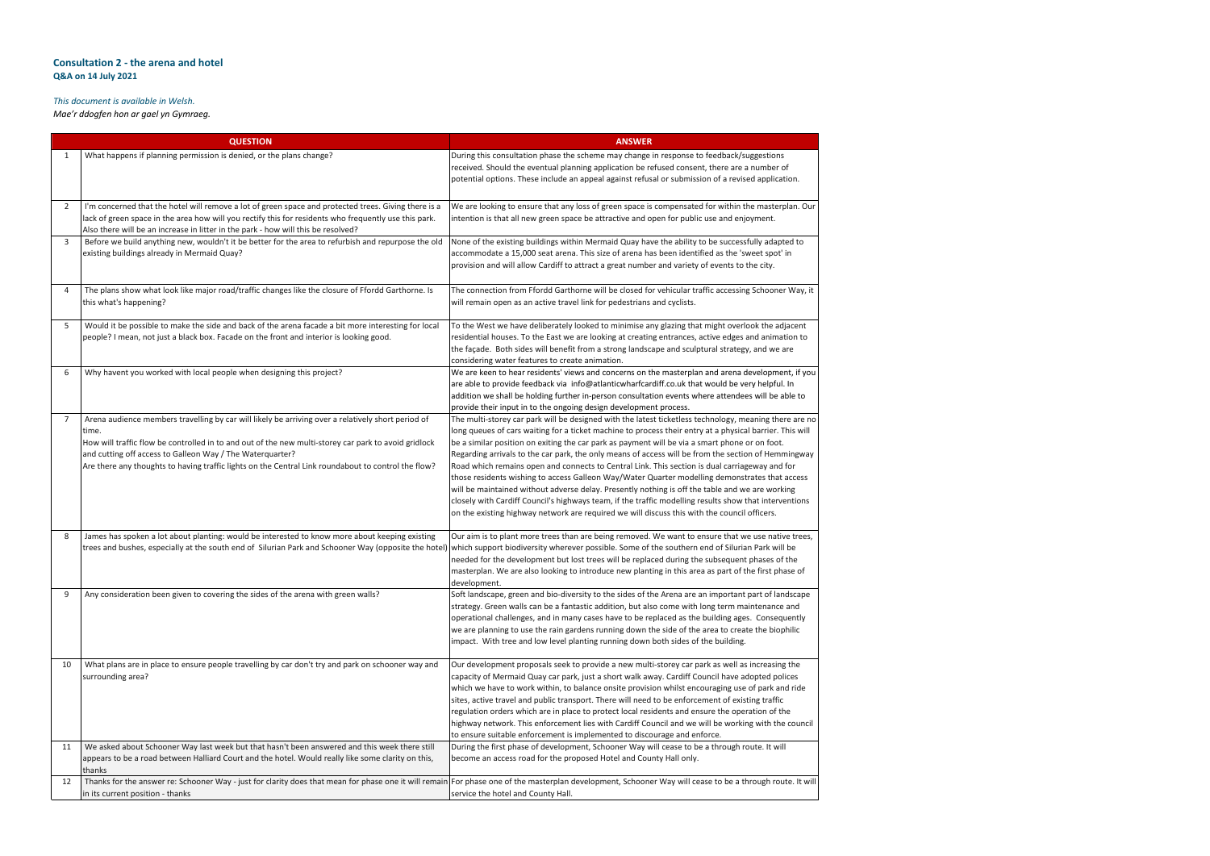## Consultation 2 - the arena and hotel

**Q&A on 14 July 2021**

*This document is available in Welsh.*
*Mae'r ddogfen hon ar gael yn Gymraeg.*

| | QUESTION | ANSWER |
|---|---|---|
| 1 | What happens if planning permission is denied, or the plans change? | During this consultation phase the scheme may change in response to feedback/suggestions received. Should the eventual planning application be refused consent, there are a number of potential options. These include an appeal against refusal or submission of a revised application. |
| 2 | I'm concerned that the hotel will remove a lot of green space and protected trees. Giving there is a lack of green space in the area how will you rectify this for residents who frequently use this park. Also there will be an increase in litter in the park - how will this be resolved? | We are looking to ensure that any loss of green space is compensated for within the masterplan. Our intention is that all new green space be attractive and open for public use and enjoyment. |
| 3 | Before we build anything new, wouldn't it be better for the area to refurbish and repurpose the old existing buildings already in Mermaid Quay? | None of the existing buildings within Mermaid Quay have the ability to be successfully adapted to accommodate a 15,000 seat arena. This size of arena has been identified as the 'sweet spot' in provision and will allow Cardiff to attract a great number and variety of events to the city. |
| 4 | The plans show what look like major road/traffic changes like the closure of Ffordd Garthorne. Is this what's happening? | The connection from Ffordd Garthorne will be closed for vehicular traffic accessing Schooner Way, it will remain open as an active travel link for pedestrians and cyclists. |
| 5 | Would it be possible to make the side and back of the arena facade a bit more interesting for local people? I mean, not just a black box. Facade on the front and interior is looking good. | To the West we have deliberately looked to minimise any glazing that might overlook the adjacent residential houses. To the East we are looking at creating entrances, active edges and animation to the façade. Both sides will benefit from a strong landscape and sculptural strategy, and we are considering water features to create animation. |
| 6 | Why havent you worked with local people when designing this project? | We are keen to hear residents' views and concerns on the masterplan and arena development, if you are able to provide feedback via info@atlanticwharfcardiff.co.uk that would be very helpful. In addition we shall be holding further in-person consultation events where attendees will be able to provide their input in to the ongoing design development process. |
| 7 | Arena audience members travelling by car will likely be arriving over a relatively short period of time.<br>How will traffic flow be controlled in to and out of the new multi-storey car park to avoid gridlock and cutting off access to Galleon Way / The Waterquarter?<br>Are there any thoughts to having traffic lights on the Central Link roundabout to control the flow? | The multi-storey car park will be designed with the latest ticketless technology, meaning there are no long queues of cars waiting for a ticket machine to process their entry at a physical barrier. This will be a similar position on exiting the car park as payment will be via a smart phone or on foot. Regarding arrivals to the car park, the only means of access will be from the section of Hemmingway Road which remains open and connects to Central Link. This section is dual carriageway and for those residents wishing to access Galleon Way/Water Quarter modelling demonstrates that access will be maintained without adverse delay. Presently nothing is off the table and we are working closely with Cardiff Council's highways team, if the traffic modelling results show that interventions on the existing highway network are required we will discuss this with the council officers. |
| 8 | James has spoken a lot about planting: would be interested to know more about keeping existing trees and bushes, especially at the south end of Silurian Park and Schooner Way (opposite the hotel) | Our aim is to plant more trees than are being removed. We want to ensure that we use native trees, which support biodiversity wherever possible. Some of the southern end of Silurian Park will be needed for the development but lost trees will be replaced during the subsequent phases of the masterplan. We are also looking to introduce new planting in this area as part of the first phase of development. |
| 9 | Any consideration been given to covering the sides of the arena with green walls? | Soft landscape, green and bio-diversity to the sides of the Arena are an important part of landscape strategy. Green walls can be a fantastic addition, but also come with long term maintenance and operational challenges, and in many cases have to be replaced as the building ages. Consequently we are planning to use the rain gardens running down the side of the area to create the biophilic impact. With tree and low level planting running down both sides of the building. |
| 10 | What plans are in place to ensure people travelling by car don't try and park on schooner way and surrounding area? | Our development proposals seek to provide a new multi-storey car park as well as increasing the capacity of Mermaid Quay car park, just a short walk away. Cardiff Council have adopted polices which we have to work within, to balance onsite provision whilst encouraging use of park and ride sites, active travel and public transport. There will need to be enforcement of existing traffic regulation orders which are in place to protect local residents and ensure the operation of the highway network. This enforcement lies with Cardiff Council and we will be working with the council to ensure suitable enforcement is implemented to discourage and enforce. |
| 11 | We asked about Schooner Way last week but that hasn't been answered and this week there still appears to be a road between Halliard Court and the hotel. Would really like some clarity on this, thanks | During the first phase of development, Schooner Way will cease to be a through route. It will become an access road for the proposed Hotel and County Hall only. |
| 12 | Thanks for the answer re: Schooner Way - just for clarity does that mean for phase one it will remain in its current position - thanks | For phase one of the masterplan development, Schooner Way will cease to be a through route. It will service the hotel and County Hall. |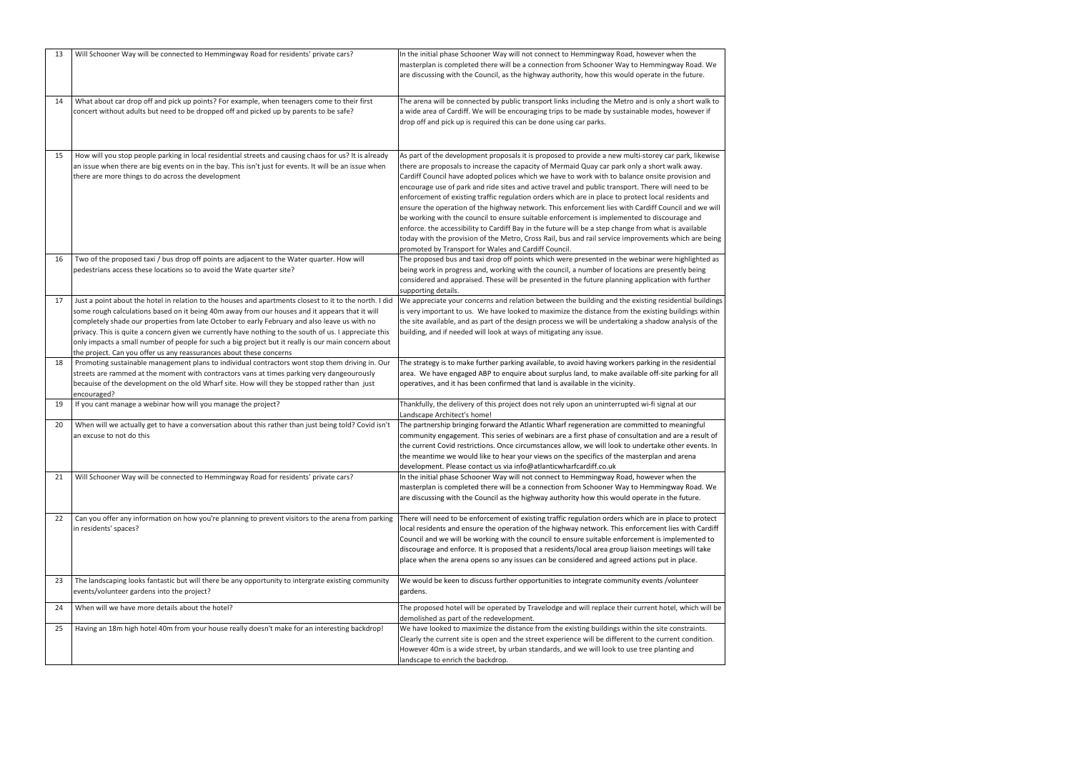| | | |
|---|---|---|
| 13 | Will Schooner Way will be connected to Hemmingway Road for residents' private cars? | In the initial phase Schooner Way will not connect to Hemmingway Road, however when the masterplan is completed there will be a connection from Schooner Way to Hemmingway Road. We are discussing with the Council, as the highway authority, how this would operate in the future. |
| 14 | What about car drop off and pick up points? For example, when teenagers come to their first concert without adults but need to be dropped off and picked up by parents to be safe? | The arena will be connected by public transport links including the Metro and is only a short walk to a wide area of Cardiff. We will be encouraging trips to be made by sustainable modes, however if drop off and pick up is required this can be done using car parks. |
| 15 | How will you stop people parking in local residential streets and causing chaos for us? It is already an issue when there are big events on in the bay. This isn't just for events. It will be an issue when there are more things to do across the development | As part of the development proposals it is proposed to provide a new multi-storey car park, likewise there are proposals to increase the capacity of Mermaid Quay car park only a short walk away. Cardiff Council have adopted polices which we have to work with to balance onsite provision and encourage use of park and ride sites and active travel and public transport. There will need to be enforcement of existing traffic regulation orders which are in place to protect local residents and ensure the operation of the highway network. This enforcement lies with Cardiff Council and we will be working with the council to ensure suitable enforcement is implemented to discourage and enforce. the accessibility to Cardiff Bay in the future will be a step change from what is available today with the provision of the Metro, Cross Rail, bus and rail service improvements which are being promoted by Transport for Wales and Cardiff Council. |
| 16 | Two of the proposed taxi / bus drop off points are adjacent to the Water quarter. How will pedestrians access these locations so to avoid the Wate quarter site? | The proposed bus and taxi drop off points which were presented in the webinar were highlighted as being work in progress and, working with the council, a number of locations are presently being considered and appraised. These will be presented in the future planning application with further supporting details. |
| 17 | Just a point about the hotel in relation to the houses and apartments closest to it to the north. I did some rough calculations based on it being 40m away from our houses and it appears that it will completely shade our properties from late October to early February and also leave us with no privacy. This is quite a concern given we currently have nothing to the south of us. I appreciate this only impacts a small number of people for such a big project but it really is our main concern about the project. Can you offer us any reassurances about these concerns | We appreciate your concerns and relation between the building and the existing residential buildings is very important to us. We have looked to maximize the distance from the existing buildings within the site available, and as part of the design process we will be undertaking a shadow analysis of the building, and if needed will look at ways of mitigating any issue. |
| 18 | Promoting sustainable management plans to individual contractors wont stop them driving in. Our streets are rammed at the moment with contractors vans at times parking very dangeourously becauise of the development on the old Wharf site. How will they be stopped rather than just encouraged? | The strategy is to make further parking available, to avoid having workers parking in the residential area. We have engaged ABP to enquire about surplus land, to make available off-site parking for all operatives, and it has been confirmed that land is available in the vicinity. |
| 19 | If you cant manage a webinar how will you manage the project? | Thankfully, the delivery of this project does not rely upon an uninterrupted wi-fi signal at our Landscape Architect's home! |
| 20 | When will we actually get to have a conversation about this rather than just being told? Covid isn't an excuse to not do this | The partnership bringing forward the Atlantic Wharf regeneration are committed to meaningful community engagement. This series of webinars are a first phase of consultation and are a result of the current Covid restrictions. Once circumstances allow, we will look to undertake other events. In the meantime we would like to hear your views on the specifics of the masterplan and arena development. Please contact us via info@atlanticwharfcardiff.co.uk |
| 21 | Will Schooner Way will be connected to Hemmingway Road for residents' private cars? | In the initial phase Schooner Way will not connect to Hemmingway Road, however when the masterplan is completed there will be a connection from Schooner Way to Hemmingway Road. We are discussing with the Council as the highway authority how this would operate in the future. |
| 22 | Can you offer any information on how you're planning to prevent visitors to the arena from parking in residents' spaces? | There will need to be enforcement of existing traffic regulation orders which are in place to protect local residents and ensure the operation of the highway network. This enforcement lies with Cardiff Council and we will be working with the council to ensure suitable enforcement is implemented to discourage and enforce. It is proposed that a residents/local area group liaison meetings will take place when the arena opens so any issues can be considered and agreed actions put in place. |
| 23 | The landscaping looks fantastic but will there be any opportunity to intergrate existing community events/volunteer gardens into the project? | We would be keen to discuss further opportunities to integrate community events /volunteer gardens. |
| 24 | When will we have more details about the hotel? | The proposed hotel will be operated by Travelodge and will replace their current hotel, which will be demolished as part of the redevelopment. |
| 25 | Having an 18m high hotel 40m from your house really doesn't make for an interesting backdrop! | We have looked to maximize the distance from the existing buildings within the site constraints. Clearly the current site is open and the street experience will be different to the current condition. However 40m is a wide street, by urban standards, and we will look to use tree planting and landscape to enrich the backdrop. |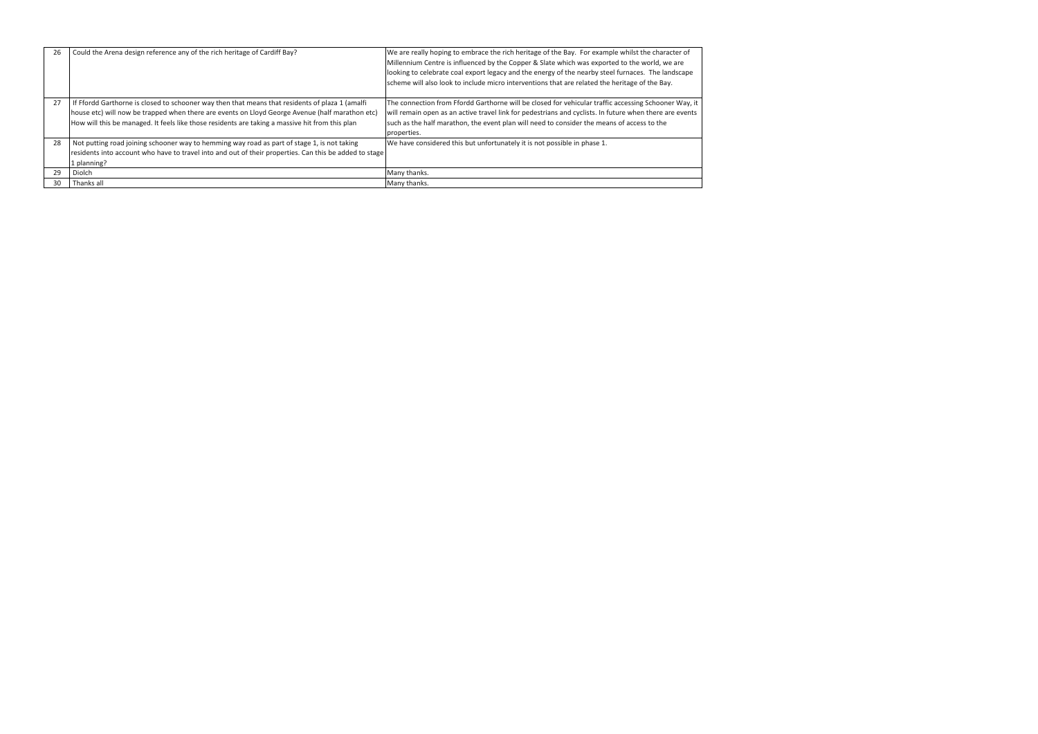| | | |
|---|---|---|
| 26 | Could the Arena design reference any of the rich heritage of Cardiff Bay? | We are really hoping to embrace the rich heritage of the Bay. For example whilst the character of Millennium Centre is influenced by the Copper & Slate which was exported to the world, we are looking to celebrate coal export legacy and the energy of the nearby steel furnaces. The landscape scheme will also look to include micro interventions that are related the heritage of the Bay. |
| 27 | If Ffordd Garthorne is closed to schooner way then that means that residents of plaza 1 (amalfi house etc) will now be trapped when there are events on Lloyd George Avenue (half marathon etc) How will this be managed. It feels like those residents are taking a massive hit from this plan | The connection from Ffordd Garthorne will be closed for vehicular traffic accessing Schooner Way, it will remain open as an active travel link for pedestrians and cyclists. In future when there are events such as the half marathon, the event plan will need to consider the means of access to the properties. |
| 28 | Not putting road joining schooner way to hemming way road as part of stage 1, is not taking residents into account who have to travel into and out of their properties. Can this be added to stage 1 planning? | We have considered this but unfortunately it is not possible in phase 1. |
| 29 | Diolch | Many thanks. |
| 30 | Thanks all | Many thanks. |